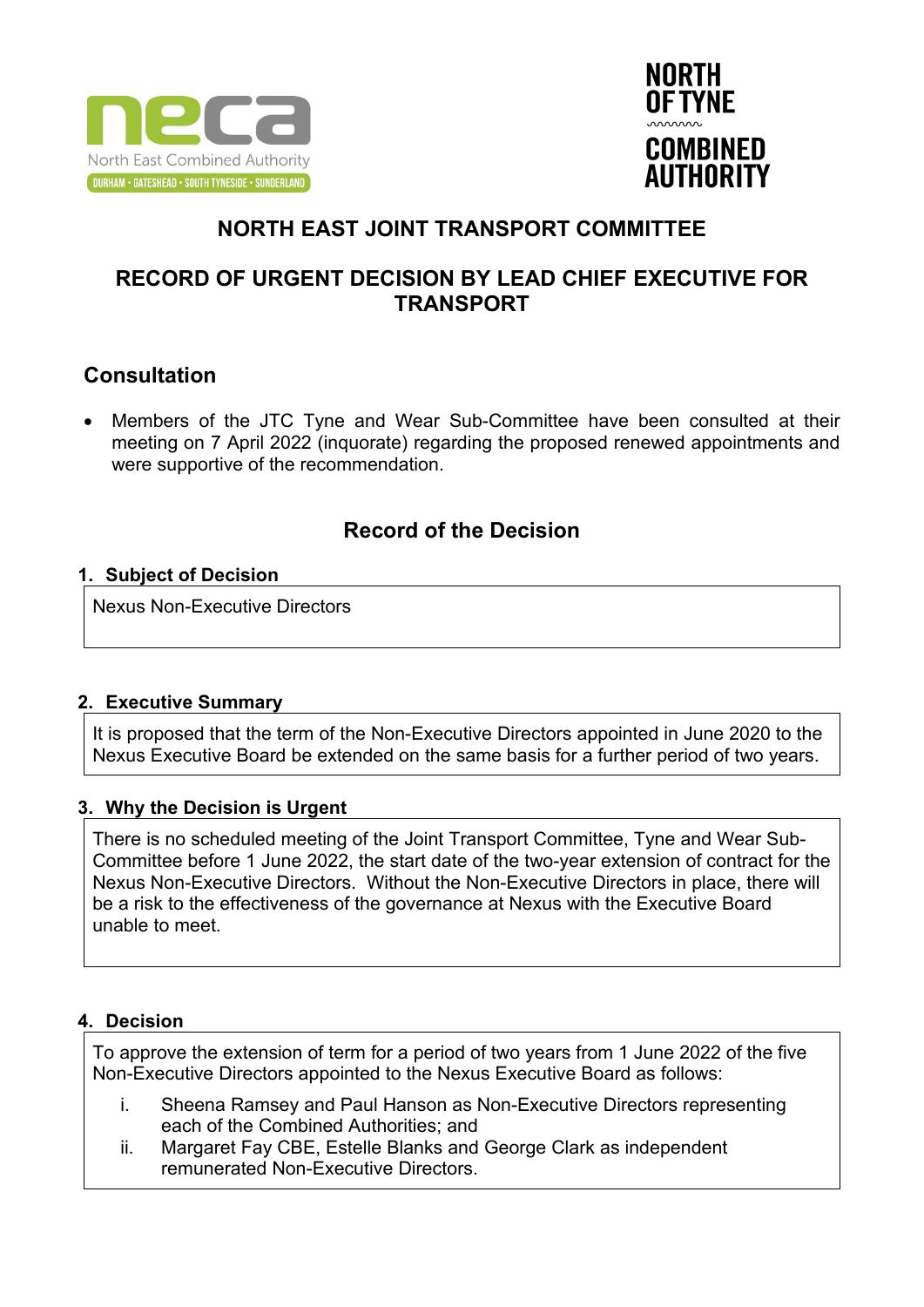neca
North East Combined Authority
DURHAM • GATESHEAD • SOUTH TYNESIDE • SUNDERLAND

NORTH OF TYNE COMBINED AUTHORITY

# NORTH EAST JOINT TRANSPORT COMMITTEE

# RECORD OF URGENT DECISION BY LEAD CHIEF EXECUTIVE FOR TRANSPORT

## Consultation

- Members of the JTC Tyne and Wear Sub-Committee have been consulted at their meeting on 7 April 2022 (inquorate) regarding the proposed renewed appointments and were supportive of the recommendation.

## Record of the Decision

### 1. Subject of Decision

Nexus Non-Executive Directors

### 2. Executive Summary

It is proposed that the term of the Non-Executive Directors appointed in June 2020 to the Nexus Executive Board be extended on the same basis for a further period of two years.

### 3. Why the Decision is Urgent

There is no scheduled meeting of the Joint Transport Committee, Tyne and Wear Sub-Committee before 1 June 2022, the start date of the two-year extension of contract for the Nexus Non-Executive Directors. Without the Non-Executive Directors in place, there will be a risk to the effectiveness of the governance at Nexus with the Executive Board unable to meet.

### 4. Decision

To approve the extension of term for a period of two years from 1 June 2022 of the five Non-Executive Directors appointed to the Nexus Executive Board as follows:

i. Sheena Ramsey and Paul Hanson as Non-Executive Directors representing each of the Combined Authorities; and

ii. Margaret Fay CBE, Estelle Blanks and George Clark as independent remunerated Non-Executive Directors.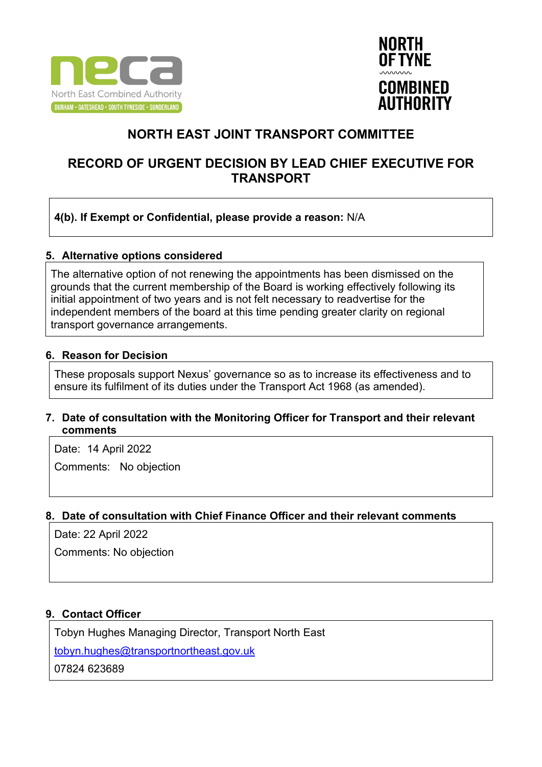# NORTH EAST JOINT TRANSPORT COMMITTEE

## RECORD OF URGENT DECISION BY LEAD CHIEF EXECUTIVE FOR TRANSPORT

**4(b). If Exempt or Confidential, please provide a reason:** N/A

### 5. Alternative options considered

The alternative option of not renewing the appointments has been dismissed on the grounds that the current membership of the Board is working effectively following its initial appointment of two years and is not felt necessary to readvertise for the independent members of the board at this time pending greater clarity on regional transport governance arrangements.

### 6. Reason for Decision

These proposals support Nexus' governance so as to increase its effectiveness and to ensure its fulfilment of its duties under the Transport Act 1968 (as amended).

### 7. Date of consultation with the Monitoring Officer for Transport and their relevant comments

Date: 14 April 2022

Comments: No objection

### 8. Date of consultation with Chief Finance Officer and their relevant comments

Date: 22 April 2022

Comments: No objection

### 9. Contact Officer

Tobyn Hughes Managing Director, Transport North East

tobyn.hughes@transportnortheast.gov.uk

07824 623689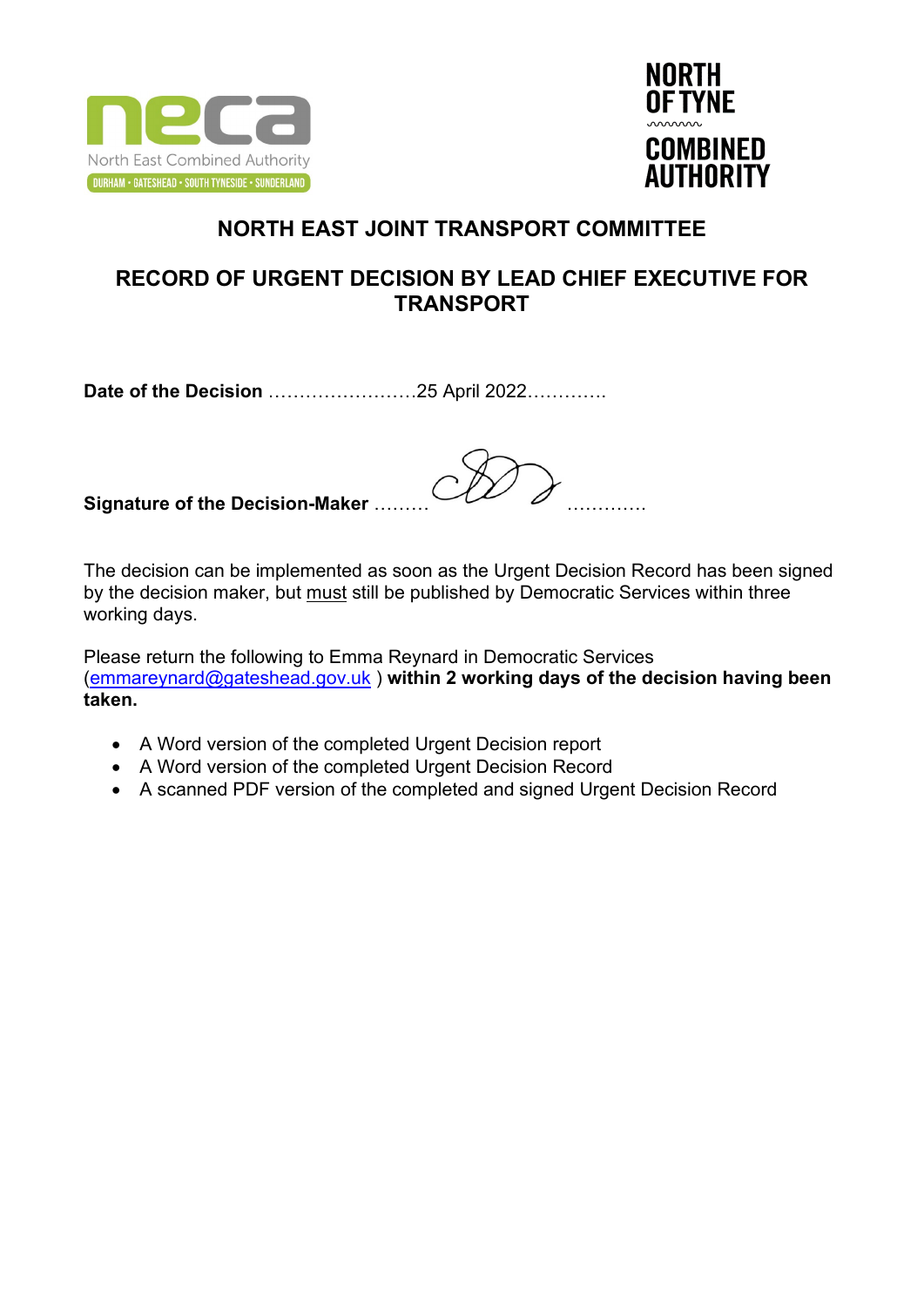# NORTH EAST JOINT TRANSPORT COMMITTEE

## RECORD OF URGENT DECISION BY LEAD CHIEF EXECUTIVE FOR TRANSPORT

**Date of the Decision** ……………………25 April 2022………….

**Signature of the Decision-Maker** ……… ………….

The decision can be implemented as soon as the Urgent Decision Record has been signed by the decision maker, but must still be published by Democratic Services within three working days.

Please return the following to Emma Reynard in Democratic Services (emmareynard@gateshead.gov.uk ) **within 2 working days of the decision having been taken.**

- A Word version of the completed Urgent Decision report
- A Word version of the completed Urgent Decision Record
- A scanned PDF version of the completed and signed Urgent Decision Record